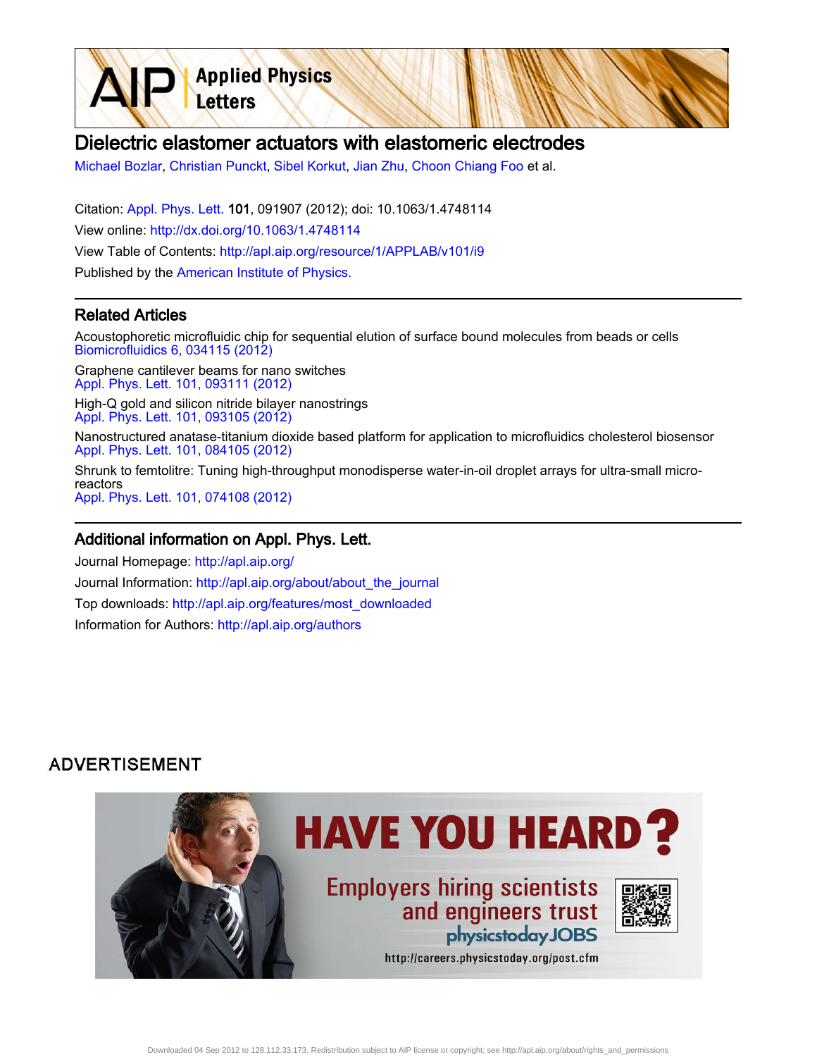# Dielectric elastomer actuators with elastomeric electrodes

Michael Bozlar, Christian Punckt, Sibel Korkut, Jian Zhu, Choon Chiang Foo et al.

Citation: Appl. Phys. Lett. **101**, 091907 (2012); doi: 10.1063/1.4748114

View online: http://dx.doi.org/10.1063/1.4748114

View Table of Contents: http://apl.aip.org/resource/1/APPLAB/v101/i9

Published by the American Institute of Physics.

## Related Articles

Acoustophoretic microfluidic chip for sequential elution of surface bound molecules from beads or cells
Biomicrofluidics 6, 034115 (2012)

Graphene cantilever beams for nano switches
Appl. Phys. Lett. 101, 093111 (2012)

High-Q gold and silicon nitride bilayer nanostrings
Appl. Phys. Lett. 101, 093105 (2012)

Nanostructured anatase-titanium dioxide based platform for application to microfluidics cholesterol biosensor
Appl. Phys. Lett. 101, 084105 (2012)

Shrunk to femtolitre: Tuning high-throughput monodisperse water-in-oil droplet arrays for ultra-small micro-reactors
Appl. Phys. Lett. 101, 074108 (2012)

## Additional information on Appl. Phys. Lett.

Journal Homepage: http://apl.aip.org/

Journal Information: http://apl.aip.org/about/about_the_journal

Top downloads: http://apl.aip.org/features/most_downloaded

Information for Authors: http://apl.aip.org/authors

ADVERTISEMENT

HAVE YOU HEARD?

Employers hiring scientists and engineers trust physicstoday JOBS

http://careers.physicstoday.org/post.cfm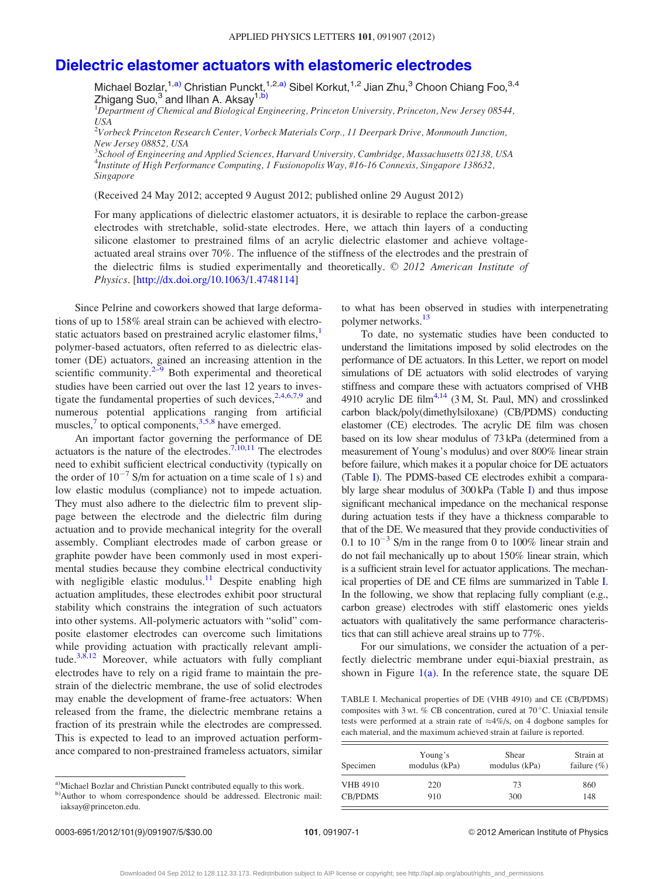# Dielectric elastomer actuators with elastomeric electrodes

Michael Bozlar,[1,a)] Christian Punckt,[1,2,a)] Sibel Korkut,[1,2] Jian Zhu,[3] Choon Chiang Foo,[3,4] Zhigang Suo,[3] and Ilhan A. Aksay[1,b)]

[1]Department of Chemical and Biological Engineering, Princeton University, Princeton, New Jersey 08544, USA
[2]Vorbeck Princeton Research Center, Vorbeck Materials Corp., 11 Deerpark Drive, Monmouth Junction, New Jersey 08852, USA
[3]School of Engineering and Applied Sciences, Harvard University, Cambridge, Massachusetts 02138, USA
[4]Institute of High Performance Computing, 1 Fusionopolis Way, #16-16 Connexis, Singapore 138632, Singapore

(Received 24 May 2012; accepted 9 August 2012; published online 29 August 2012)

For many applications of dielectric elastomer actuators, it is desirable to replace the carbon-grease electrodes with stretchable, solid-state electrodes. Here, we attach thin layers of a conducting silicone elastomer to prestrained films of an acrylic dielectric elastomer and achieve voltage-actuated areal strains over 70%. The influence of the stiffness of the electrodes and the prestrain of the dielectric films is studied experimentally and theoretically. © *2012 American Institute of Physics*. [http://dx.doi.org/10.1063/1.4748114]

Since Pelrine and coworkers showed that large deformations of up to 158% areal strain can be achieved with electrostatic actuators based on prestrained acrylic elastomer films,[1] polymer-based actuators, often referred to as dielectric elastomer (DE) actuators, gained an increasing attention in the scientific community.[2–9] Both experimental and theoretical studies have been carried out over the last 12 years to investigate the fundamental properties of such devices,[2,4,6,7,9] and numerous potential applications ranging from artificial muscles,[7] to optical components,[3,5,8] have emerged.

An important factor governing the performance of DE actuators is the nature of the electrodes.[7,10,11] The electrodes need to exhibit sufficient electrical conductivity (typically on the order of $10^{-7}$ S/m for actuation on a time scale of 1 s) and low elastic modulus (compliance) not to impede actuation. They must also adhere to the dielectric film to prevent slippage between the electrode and the dielectric film during actuation and to provide mechanical integrity for the overall assembly. Compliant electrodes made of carbon grease or graphite powder have been commonly used in most experimental studies because they combine electrical conductivity with negligible elastic modulus.[11] Despite enabling high actuation amplitudes, these electrodes exhibit poor structural stability which constrains the integration of such actuators into other systems. All-polymeric actuators with "solid" composite elastomer electrodes can overcome such limitations while providing actuation with practically relevant amplitude.[3,8,12] Moreover, while actuators with fully compliant electrodes have to rely on a rigid frame to maintain the prestrain of the dielectric membrane, the use of solid electrodes may enable the development of frame-free actuators: When released from the frame, the dielectric membrane retains a fraction of its prestrain while the electrodes are compressed. This is expected to lead to an improved actuation performance compared to non-prestrained frameless actuators, similar to what has been observed in studies with interpenetrating polymer networks.[13]

To date, no systematic studies have been conducted to understand the limitations imposed by solid electrodes on the performance of DE actuators. In this Letter, we report on model simulations of DE actuators with solid electrodes of varying stiffness and compare these with actuators comprised of VHB 4910 acrylic DE film[4,14] (3 M, St. Paul, MN) and crosslinked carbon black/poly(dimethylsiloxane) (CB/PDMS) conducting elastomer (CE) electrodes. The acrylic DE film was chosen based on its low shear modulus of 73 kPa (determined from a measurement of Young's modulus) and over 800% linear strain before failure, which makes it a popular choice for DE actuators (Table I). The PDMS-based CE electrodes exhibit a comparably large shear modulus of 300 kPa (Table I) and thus impose significant mechanical impedance on the mechanical response during actuation tests if they have a thickness comparable to that of the DE. We measured that they provide conductivities of 0.1 to $10^{-3}$ S/m in the range from 0 to 100% linear strain and do not fail mechanically up to about 150% linear strain, which is a sufficient strain level for actuator applications. The mechanical properties of DE and CE films are summarized in Table I. In the following, we show that replacing fully compliant (e.g., carbon grease) electrodes with stiff elastomeric ones yields actuators with qualitatively the same performance characteristics that can still achieve areal strains up to 77%.

For our simulations, we consider the actuation of a perfectly dielectric membrane under equi-biaxial prestrain, as shown in Figure 1(a). In the reference state, the square DE

TABLE I. Mechanical properties of DE (VHB 4910) and CE (CB/PDMS) composites with 3 wt. % CB concentration, cured at 70 °C. Uniaxial tensile tests were performed at a strain rate of ≈4%/s, on 4 dogbone samples for each material, and the maximum achieved strain at failure is reported.

| Specimen | Young's modulus (kPa) | Shear modulus (kPa) | Strain at failure (%) |
|---|---|---|---|
| VHB 4910 | 220 | 73 | 860 |
| CB/PDMS | 910 | 300 | 148 |

a)Michael Bozlar and Christian Punckt contributed equally to this work.
b)Author to whom correspondence should be addressed. Electronic mail: iaksay@princeton.edu.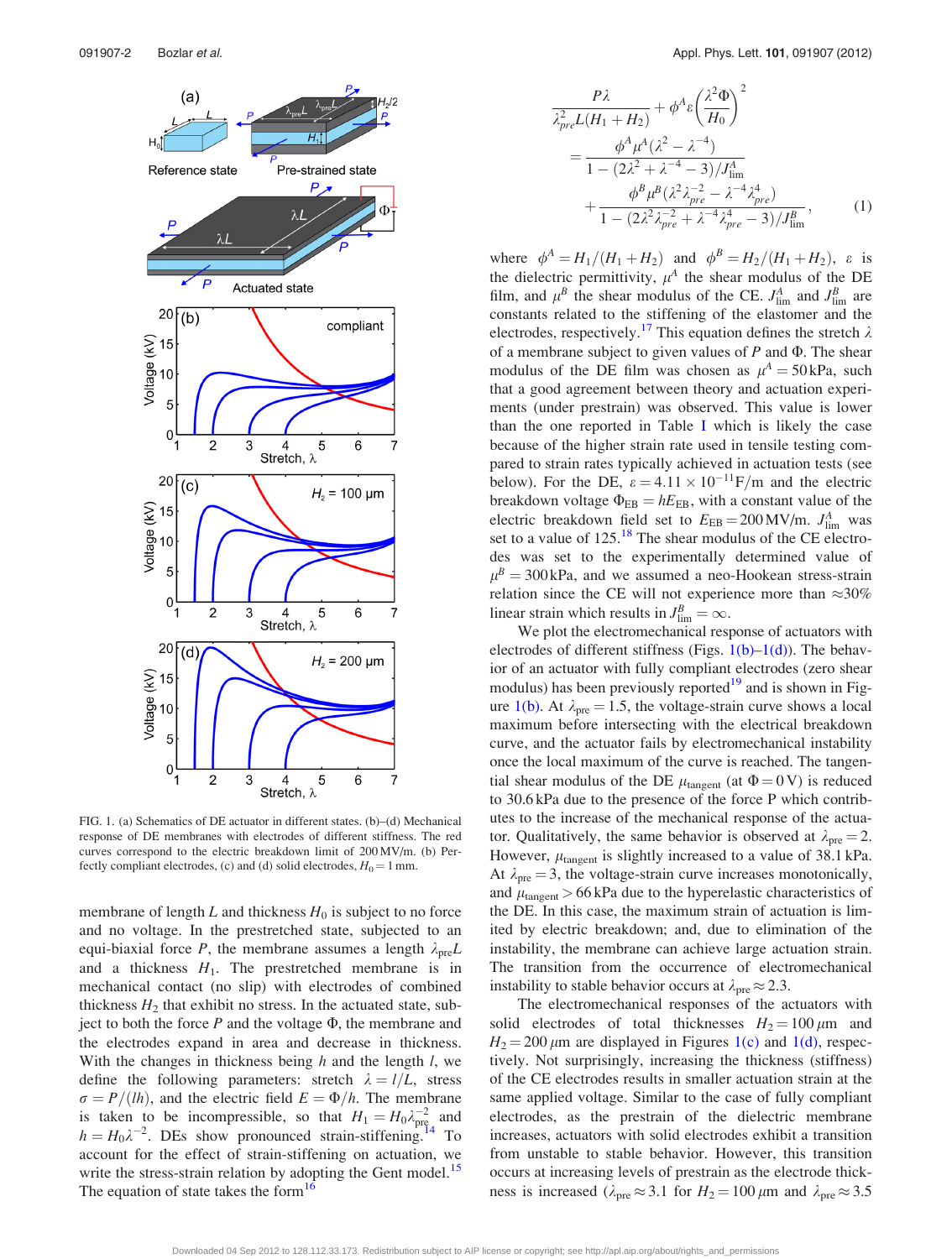FIG. 1. (a) Schematics of DE actuator in different states. (b)–(d) Mechanical response of DE membranes with electrodes of different stiffness. The red curves correspond to the electric breakdown limit of 200 MV/m. (b) Perfectly compliant electrodes, (c) and (d) solid electrodes, $H_0 = 1$ mm.

membrane of length $L$ and thickness $H_0$ is subject to no force and no voltage. In the prestretched state, subjected to an equi-biaxial force $P$, the membrane assumes a length $\lambda_{pre}L$ and a thickness $H_1$. The prestretched membrane is in mechanical contact (no slip) with electrodes of combined thickness $H_2$ that exhibit no stress. In the actuated state, subject to both the force $P$ and the voltage $\Phi$, the membrane and the electrodes expand in area and decrease in thickness. With the changes in thickness being $h$ and the length $l$, we define the following parameters: stretch $\lambda = l/L$, stress $\sigma = P/(lh)$, and the electric field $E = \Phi/h$. The membrane is taken to be incompressible, so that $H_1 = H_0\lambda_{pre}^{-2}$ and $h = H_0\lambda^{-2}$. DEs show pronounced strain-stiffening.[14] To account for the effect of strain-stiffening on actuation, we write the stress-strain relation by adopting the Gent model.[15] The equation of state takes the form[16]

$$\frac{P\lambda}{\lambda_{pre}^2 L(H_1 + H_2)} + \phi^A \varepsilon \left(\frac{\lambda^2 \Phi}{H_0}\right)^2 = \frac{\phi^A \mu^A (\lambda^2 - \lambda^{-4})}{1 - (2\lambda^2 + \lambda^{-4} - 3)/J_{\lim}^A} + \frac{\phi^B \mu^B (\lambda^2 \lambda_{pre}^{-2} - \lambda^{-4}\lambda_{pre}^4)}{1 - (2\lambda^2\lambda_{pre}^{-2} + \lambda^{-4}\lambda_{pre}^4 - 3)/J_{\lim}^B}, \tag{1}$$

where $\phi^A = H_1/(H_1 + H_2)$ and $\phi^B = H_2/(H_1 + H_2)$, $\varepsilon$ is the dielectric permittivity, $\mu^A$ the shear modulus of the DE film, and $\mu^B$ the shear modulus of the CE. $J_{\lim}^A$ and $J_{\lim}^B$ are constants related to the stiffening of the elastomer and the electrodes, respectively.[17] This equation defines the stretch $\lambda$ of a membrane subject to given values of $P$ and $\Phi$. The shear modulus of the DE film was chosen as $\mu^A = 50$ kPa, such that a good agreement between theory and actuation experiments (under prestrain) was observed. This value is lower than the one reported in Table I which is likely the case because of the higher strain rate used in tensile testing compared to strain rates typically achieved in actuation tests (see below). For the DE, $\varepsilon = 4.11 \times 10^{-11}$ F/m and the electric breakdown voltage $\Phi_{EB} = hE_{EB}$, with a constant value of the electric breakdown field set to $E_{EB} = 200$ MV/m. $J_{\lim}^A$ was set to a value of 125.[18] The shear modulus of the CE electrodes was set to the experimentally determined value of $\mu^B = 300$ kPa, and we assumed a neo-Hookean stress-strain relation since the CE will not experience more than $\approx$30% linear strain which results in $J_{\lim}^B = \infty$.

We plot the electromechanical response of actuators with electrodes of different stiffness (Figs. 1(b)–1(d)). The behavior of an actuator with fully compliant electrodes (zero shear modulus) has been previously reported[19] and is shown in Figure 1(b). At $\lambda_{pre} = 1.5$, the voltage-strain curve shows a local maximum before intersecting with the electrical breakdown curve, and the actuator fails by electromechanical instability once the local maximum of the curve is reached. The tangential shear modulus of the DE $\mu_{tangent}$ (at $\Phi = 0$ V) is reduced to 30.6 kPa due to the presence of the force P which contributes to the increase of the mechanical response of the actuator. Qualitatively, the same behavior is observed at $\lambda_{pre} = 2$. However, $\mu_{tangent}$ is slightly increased to a value of 38.1 kPa. At $\lambda_{pre} = 3$, the voltage-strain curve increases monotonically, and $\mu_{tangent} > 66$ kPa due to the hyperelastic characteristics of the DE. In this case, the maximum strain of actuation is limited by electric breakdown; and, due to elimination of the instability, the membrane can achieve large actuation strain. The transition from the occurrence of electromechanical instability to stable behavior occurs at $\lambda_{pre} \approx 2.3$.

The electromechanical responses of the actuators with solid electrodes of total thicknesses $H_2 = 100\,\mu$m and $H_2 = 200\,\mu$m are displayed in Figures 1(c) and 1(d), respectively. Not surprisingly, increasing the thickness (stiffness) of the CE electrodes results in smaller actuation strain at the same applied voltage. Similar to the case of fully compliant electrodes, as the prestrain of the dielectric membrane increases, actuators with solid electrodes exhibit a transition from unstable to stable behavior. However, this transition occurs at increasing levels of prestrain as the electrode thickness is increased ($\lambda_{pre} \approx 3.1$ for $H_2 = 100\,\mu$m and $\lambda_{pre} \approx 3.5$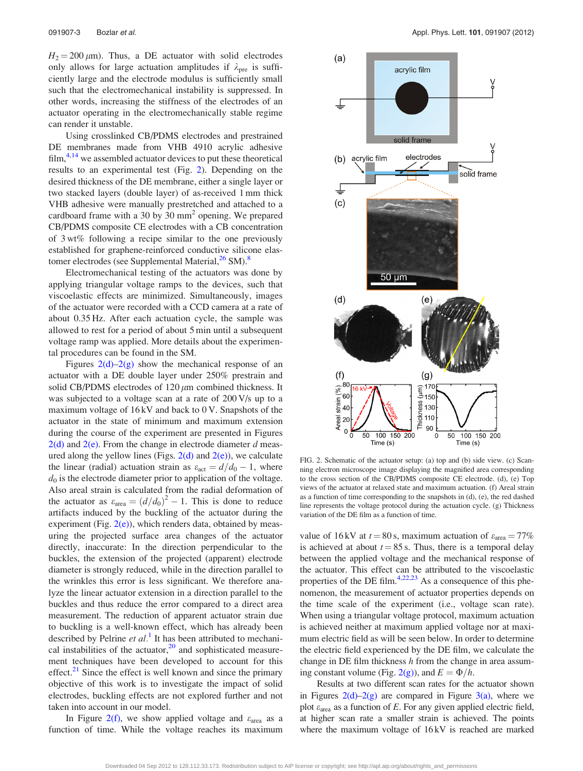$H_2 = 200\,\mu$m). Thus, a DE actuator with solid electrodes only allows for large actuation amplitudes if $\lambda_{\text{pre}}$ is sufficiently large and the electrode modulus is sufficiently small such that the electromechanical instability is suppressed. In other words, increasing the stiffness of the electrodes of an actuator operating in the electromechanically stable regime can render it unstable.

Using crosslinked CB/PDMS electrodes and prestrained DE membranes made from VHB 4910 acrylic adhesive film,[4,14] we assembled actuator devices to put these theoretical results to an experimental test (Fig. 2). Depending on the desired thickness of the DE membrane, either a single layer or two stacked layers (double layer) of as-received 1 mm thick VHB adhesive were manually prestretched and attached to a cardboard frame with a 30 by 30 mm$^2$ opening. We prepared CB/PDMS composite CE electrodes with a CB concentration of 3 wt% following a recipe similar to the one previously established for graphene-reinforced conductive silicone elastomer electrodes (see Supplemental Material,[26] SM).[8]

Electromechanical testing of the actuators was done by applying triangular voltage ramps to the devices, such that viscoelastic effects are minimized. Simultaneously, images of the actuator were recorded with a CCD camera at a rate of about 0.35 Hz. After each actuation cycle, the sample was allowed to rest for a period of about 5 min until a subsequent voltage ramp was applied. More details about the experimental procedures can be found in the SM.

Figures 2(d)–2(g) show the mechanical response of an actuator with a DE double layer under 250% prestrain and solid CB/PDMS electrodes of 120 $\mu$m combined thickness. It was subjected to a voltage scan at a rate of 200 V/s up to a maximum voltage of 16 kV and back to 0 V. Snapshots of the actuator in the state of minimum and maximum extension during the course of the experiment are presented in Figures 2(d) and 2(e). From the change in electrode diameter $d$ measured along the yellow lines (Figs. 2(d) and 2(e)), we calculate the linear (radial) actuation strain as $\varepsilon_{\text{act}} = d/d_0 - 1$, where $d_0$ is the electrode diameter prior to application of the voltage. Also areal strain is calculated from the radial deformation of the actuator as $\varepsilon_{\text{area}} = (d/d_0)^2 - 1$. This is done to reduce artifacts induced by the buckling of the actuator during the experiment (Fig. 2(e)), which renders data, obtained by measuring the projected surface area changes of the actuator directly, inaccurate: In the direction perpendicular to the buckles, the extension of the projected (apparent) electrode diameter is strongly reduced, while in the direction parallel to the wrinkles this error is less significant. We therefore analyze the linear actuator extension in a direction parallel to the buckles and thus reduce the error compared to a direct area measurement. The reduction of apparent actuator strain due to buckling is a well-known effect, which has already been described by Pelrine *et al.*[1] It has been attributed to mechanical instabilities of the actuator,[20] and sophisticated measurement techniques have been developed to account for this effect.[21] Since the effect is well known and since the primary objective of this work is to investigate the impact of solid electrodes, buckling effects are not explored further and not taken into account in our model.

In Figure 2(f), we show applied voltage and $\varepsilon_{\text{area}}$ as a function of time. While the voltage reaches its maximum value of 16 kV at $t = 80$ s, maximum actuation of $\varepsilon_{\text{area}} = 77\%$ is achieved at about $t = 85$ s. Thus, there is a temporal delay between the applied voltage and the mechanical response of the actuator. This effect can be attributed to the viscoelastic properties of the DE film.[4,22,23] As a consequence of this phenomenon, the measurement of actuator properties depends on the time scale of the experiment (i.e., voltage scan rate). When using a triangular voltage protocol, maximum actuation is achieved neither at maximum applied voltage nor at maximum electric field as will be seen below. In order to determine the electric field experienced by the DE film, we calculate the change in DE film thickness $h$ from the change in area assuming constant volume (Fig. 2(g)), and $E = \Phi/h$.

Results at two different scan rates for the actuator shown in Figures 2(d)–2(g) are compared in Figure 3(a), where we plot $\varepsilon_{\text{area}}$ as a function of $E$. For any given applied electric field, at higher scan rate a smaller strain is achieved. The points where the maximum voltage of 16 kV is reached are marked

FIG. 2. Schematic of the actuator setup: (a) top and (b) side view. (c) Scanning electron microscope image displaying the magnified area corresponding to the cross section of the CB/PDMS composite CE electrode. (d), (e) Top views of the actuator at relaxed state and maximum actuation. (f) Areal strain as a function of time corresponding to the snapshots in (d), (e), the red dashed line represents the voltage protocol during the actuation cycle. (g) Thickness variation of the DE film as a function of time.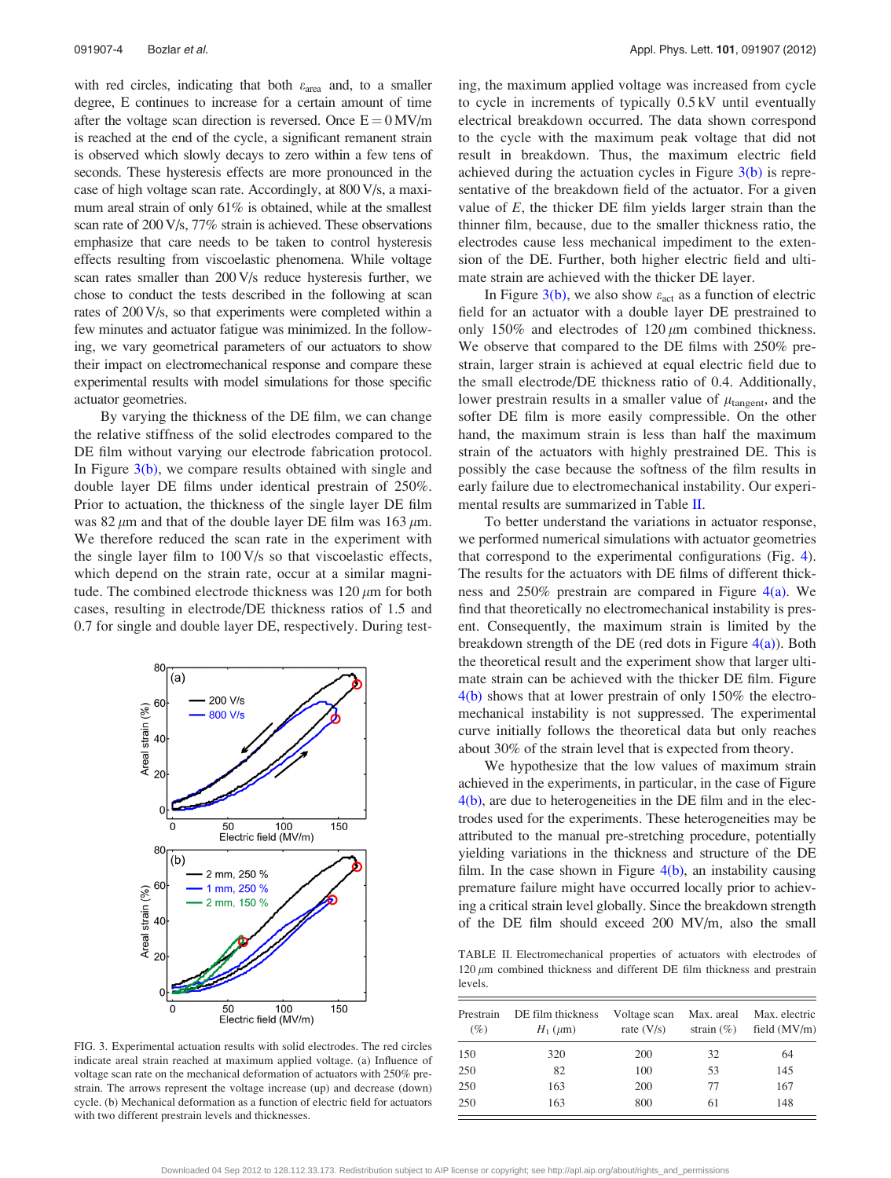with red circles, indicating that both $\varepsilon_{area}$ and, to a smaller degree, E continues to increase for a certain amount of time after the voltage scan direction is reversed. Once E = 0 MV/m is reached at the end of the cycle, a significant remanent strain is observed which slowly decays to zero within a few tens of seconds. These hysteresis effects are more pronounced in the case of high voltage scan rate. Accordingly, at 800 V/s, a maximum areal strain of only 61% is obtained, while at the smallest scan rate of 200 V/s, 77% strain is achieved. These observations emphasize that care needs to be taken to control hysteresis effects resulting from viscoelastic phenomena. While voltage scan rates smaller than 200 V/s reduce hysteresis further, we chose to conduct the tests described in the following at scan rates of 200 V/s, so that experiments were completed within a few minutes and actuator fatigue was minimized. In the following, we vary geometrical parameters of our actuators to show their impact on electromechanical response and compare these experimental results with model simulations for those specific actuator geometries.

By varying the thickness of the DE film, we can change the relative stiffness of the solid electrodes compared to the DE film without varying our electrode fabrication protocol. In Figure 3(b), we compare results obtained with single and double layer DE films under identical prestrain of 250%. Prior to actuation, the thickness of the single layer DE film was 82 $\mu$m and that of the double layer DE film was 163 $\mu$m. We therefore reduced the scan rate in the experiment with the single layer film to 100 V/s so that viscoelastic effects, which depend on the strain rate, occur at a similar magnitude. The combined electrode thickness was 120 $\mu$m for both cases, resulting in electrode/DE thickness ratios of 1.5 and 0.7 for single and double layer DE, respectively. During testing, the maximum applied voltage was increased from cycle to cycle in increments of typically 0.5 kV until eventually electrical breakdown occurred. The data shown correspond to the cycle with the maximum peak voltage that did not result in breakdown. Thus, the maximum electric field achieved during the actuation cycles in Figure 3(b) is representative of the breakdown field of the actuator. For a given value of $E$, the thicker DE film yields larger strain than the thinner film, because, due to the smaller thickness ratio, the electrodes cause less mechanical impediment to the extension of the DE. Further, both higher electric field and ultimate strain are achieved with the thicker DE layer.

In Figure 3(b), we also show $\varepsilon_{act}$ as a function of electric field for an actuator with a double layer DE prestrained to only 150% and electrodes of 120 $\mu$m combined thickness. We observe that compared to the DE films with 250% prestrain, larger strain is achieved at equal electric field due to the small electrode/DE thickness ratio of 0.4. Additionally, lower prestrain results in a smaller value of $\mu_{tangent}$, and the softer DE film is more easily compressible. On the other hand, the maximum strain is less than half the maximum strain of the actuators with highly prestrained DE. This is possibly the case because the softness of the film results in early failure due to electromechanical instability. Our experimental results are summarized in Table II.

To better understand the variations in actuator response, we performed numerical simulations with actuator geometries that correspond to the experimental configurations (Fig. 4). The results for the actuators with DE films of different thickness and 250% prestrain are compared in Figure 4(a). We find that theoretically no electromechanical instability is present. Consequently, the maximum strain is limited by the breakdown strength of the DE (red dots in Figure 4(a)). Both the theoretical result and the experiment show that larger ultimate strain can be achieved with the thicker DE film. Figure 4(b) shows that at lower prestrain of only 150% the electromechanical instability is not suppressed. The experimental curve initially follows the theoretical data but only reaches about 30% of the strain level that is expected from theory.

We hypothesize that the low values of maximum strain achieved in the experiments, in particular, in the case of Figure 4(b), are due to heterogeneities in the DE film and in the electrodes used for the experiments. These heterogeneities may be attributed to the manual pre-stretching procedure, potentially yielding variations in the thickness and structure of the DE film. In the case shown in Figure 4(b), an instability causing premature failure might have occurred locally prior to achieving a critical strain level globally. Since the breakdown strength of the DE film should exceed 200 MV/m, also the small

FIG. 3. Experimental actuation results with solid electrodes. The red circles indicate areal strain reached at maximum applied voltage. (a) Influence of voltage scan rate on the mechanical deformation of actuators with 250% prestrain. The arrows represent the voltage increase (up) and decrease (down) cycle. (b) Mechanical deformation as a function of electric field for actuators with two different prestrain levels and thicknesses.

TABLE II. Electromechanical properties of actuators with electrodes of 120 $\mu$m combined thickness and different DE film thickness and prestrain levels.

| Prestrain (%) | DE film thickness $H_1$ ($\mu$m) | Voltage scan rate (V/s) | Max. areal strain (%) | Max. electric field (MV/m) |
|---|---|---|---|---|
| 150 | 320 | 200 | 32 | 64 |
| 250 | 82 | 100 | 53 | 145 |
| 250 | 163 | 200 | 77 | 167 |
| 250 | 163 | 800 | 61 | 148 |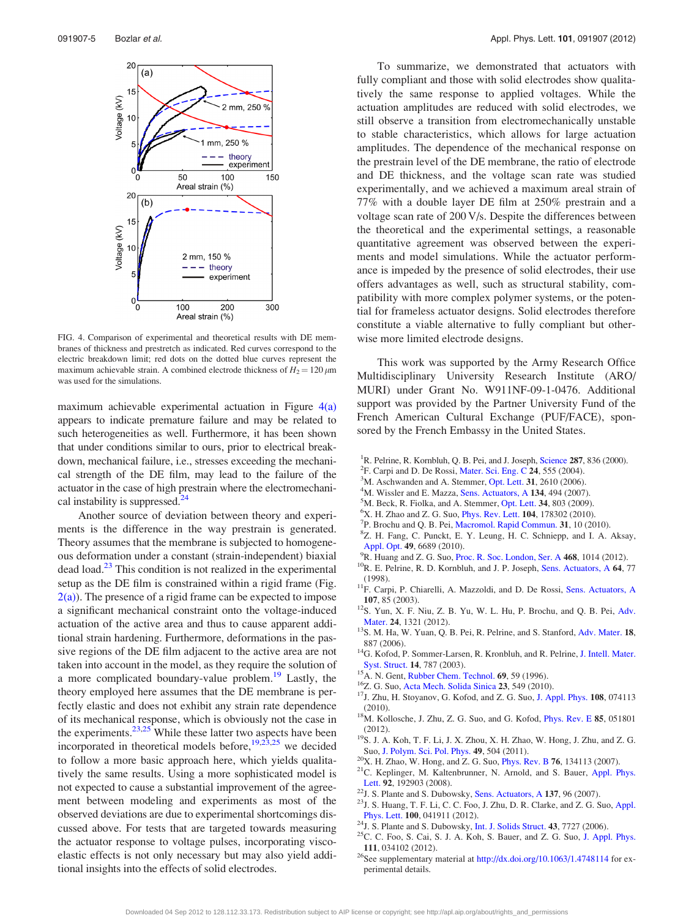(a)

20
15
10
5
0
0
50
100
150
Voltage (kV)
Areal strain (%)
2 mm, 250 %
1 mm, 250 %
theory
experiment

(b)

20
15
10
5
0
0
100
200
300
Voltage (kV)
Areal strain (%)
2 mm, 150 %
theory
experiment

FIG. 4. Comparison of experimental and theoretical results with DE membranes of thickness and prestretch as indicated. Red curves correspond to the electric breakdown limit; red dots on the dotted blue curves represent the maximum achievable strain. A combined electrode thickness of $H_2 = 120\,\mu$m was used for the simulations.

maximum achievable experimental actuation in Figure 4(a) appears to indicate premature failure and may be related to such heterogeneities as well. Furthermore, it has been shown that under conditions similar to ours, prior to electrical breakdown, mechanical failure, i.e., stresses exceeding the mechanical strength of the DE film, may lead to the failure of the actuator in the case of high prestrain where the electromechanical instability is suppressed.[24]

Another source of deviation between theory and experiments is the difference in the way prestrain is generated. Theory assumes that the membrane is subjected to homogeneous deformation under a constant (strain-independent) biaxial dead load.[23] This condition is not realized in the experimental setup as the DE film is constrained within a rigid frame (Fig. 2(a)). The presence of a rigid frame can be expected to impose a significant mechanical constraint onto the voltage-induced actuation of the active area and thus to cause apparent additional strain hardening. Furthermore, deformations in the passive regions of the DE film adjacent to the active area are not taken into account in the model, as they require the solution of a more complicated boundary-value problem.[19] Lastly, the theory employed here assumes that the DE membrane is perfectly elastic and does not exhibit any strain rate dependence of its mechanical response, which is obviously not the case in the experiments.[23,25] While these latter two aspects have been incorporated in theoretical models before,[19,23,25] we decided to follow a more basic approach here, which yields qualitatively the same results. Using a more sophisticated model is not expected to cause a substantial improvement of the agreement between modeling and experiments as most of the observed deviations are due to experimental shortcomings discussed above. For tests that are targeted towards measuring the actuator response to voltage pulses, incorporating viscoelastic effects is not only necessary but may also yield additional insights into the effects of solid electrodes.

To summarize, we demonstrated that actuators with fully compliant and those with solid electrodes show qualitatively the same response to applied voltages. While the actuation amplitudes are reduced with solid electrodes, we still observe a transition from electromechanically unstable to stable characteristics, which allows for large actuation amplitudes. The dependence of the mechanical response on the prestrain level of the DE membrane, the ratio of electrode and DE thickness, and the voltage scan rate was studied experimentally, and we achieved a maximum areal strain of 77% with a double layer DE film at 250% prestrain and a voltage scan rate of 200 V/s. Despite the differences between the theoretical and the experimental settings, a reasonable quantitative agreement was observed between the experiments and model simulations. While the actuator performance is impeded by the presence of solid electrodes, their use offers advantages as well, such as structural stability, compatibility with more complex polymer systems, or the potential for frameless actuator designs. Solid electrodes therefore constitute a viable alternative to fully compliant but otherwise more limited electrode designs.

This work was supported by the Army Research Office Multidisciplinary University Research Institute (ARO/MURI) under Grant No. W911NF-09-1-0476. Additional support was provided by the Partner University Fund of the French American Cultural Exchange (PUF/FACE), sponsored by the French Embassy in the United States.

[1] R. Pelrine, R. Kornbluh, Q. B. Pei, and J. Joseph, Science **287**, 836 (2000).
[2] F. Carpi and D. De Rossi, Mater. Sci. Eng. C **24**, 555 (2004).
[3] M. Aschwanden and A. Stemmer, Opt. Lett. **31**, 2610 (2006).
[4] M. Wissler and E. Mazza, Sens. Actuators, A **134**, 494 (2007).
[5] M. Beck, R. Fiolka, and A. Stemmer, Opt. Lett. **34**, 803 (2009).
[6] X. H. Zhao and Z. G. Suo, Phys. Rev. Lett. **104**, 178302 (2010).
[7] P. Brochu and Q. B. Pei, Macromol. Rapid Commun. **31**, 10 (2010).
[8] Z. H. Fang, C. Punckt, E. Y. Leung, H. C. Schniepp, and I. A. Aksay, Appl. Opt. **49**, 6689 (2010).
[9] R. Huang and Z. G. Suo, Proc. R. Soc. London, Ser. A **468**, 1014 (2012).
[10] R. E. Pelrine, R. D. Kornbluh, and J. P. Joseph, Sens. Actuators, A **64**, 77 (1998).
[11] F. Carpi, P. Chiarelli, A. Mazzoldi, and D. De Rossi, Sens. Actuators, A **107**, 85 (2003).
[12] S. Yun, X. F. Niu, Z. B. Yu, W. L. Hu, P. Brochu, and Q. B. Pei, Adv. Mater. **24**, 1321 (2012).
[13] S. M. Ha, W. Yuan, Q. B. Pei, R. Pelrine, and S. Stanford, Adv. Mater. **18**, 887 (2006).
[14] G. Kofod, P. Sommer-Larsen, R. Kronbluh, and R. Pelrine, J. Intell. Mater. Syst. Struct. **14**, 787 (2003).
[15] A. N. Gent, Rubber Chem. Technol. **69**, 59 (1996).
[16] Z. G. Suo, Acta Mech. Solida Sinica **23**, 549 (2010).
[17] J. Zhu, H. Stoyanov, G. Kofod, and Z. G. Suo, J. Appl. Phys. **108**, 074113 (2010).
[18] M. Kollosche, J. Zhu, Z. G. Suo, and G. Kofod, Phys. Rev. E **85**, 051801 (2012).
[19] S. J. A. Koh, T. F. Li, J. X. Zhou, X. H. Zhao, W. Hong, J. Zhu, and Z. G. Suo, J. Polym. Sci. Pol. Phys. **49**, 504 (2011).
[20] X. H. Zhao, W. Hong, and Z. G. Suo, Phys. Rev. B **76**, 134113 (2007).
[21] C. Keplinger, M. Kaltenbrunner, N. Arnold, and S. Bauer, Appl. Phys. Lett. **92**, 192903 (2008).
[22] J. S. Plante and S. Dubowsky, Sens. Actuators, A **137**, 96 (2007).
[23] J. S. Huang, T. F. Li, C. C. Foo, J. Zhu, D. R. Clarke, and Z. G. Suo, Appl. Phys. Lett. **100**, 041911 (2012).
[24] J. S. Plante and S. Dubowsky, Int. J. Solids Struct. **43**, 7727 (2006).
[25] C. C. Foo, S. Cai, S. J. A. Koh, S. Bauer, and Z. G. Suo, J. Appl. Phys. **111**, 034102 (2012).
[26] See supplementary material at http://dx.doi.org/10.1063/1.4748114 for experimental details.